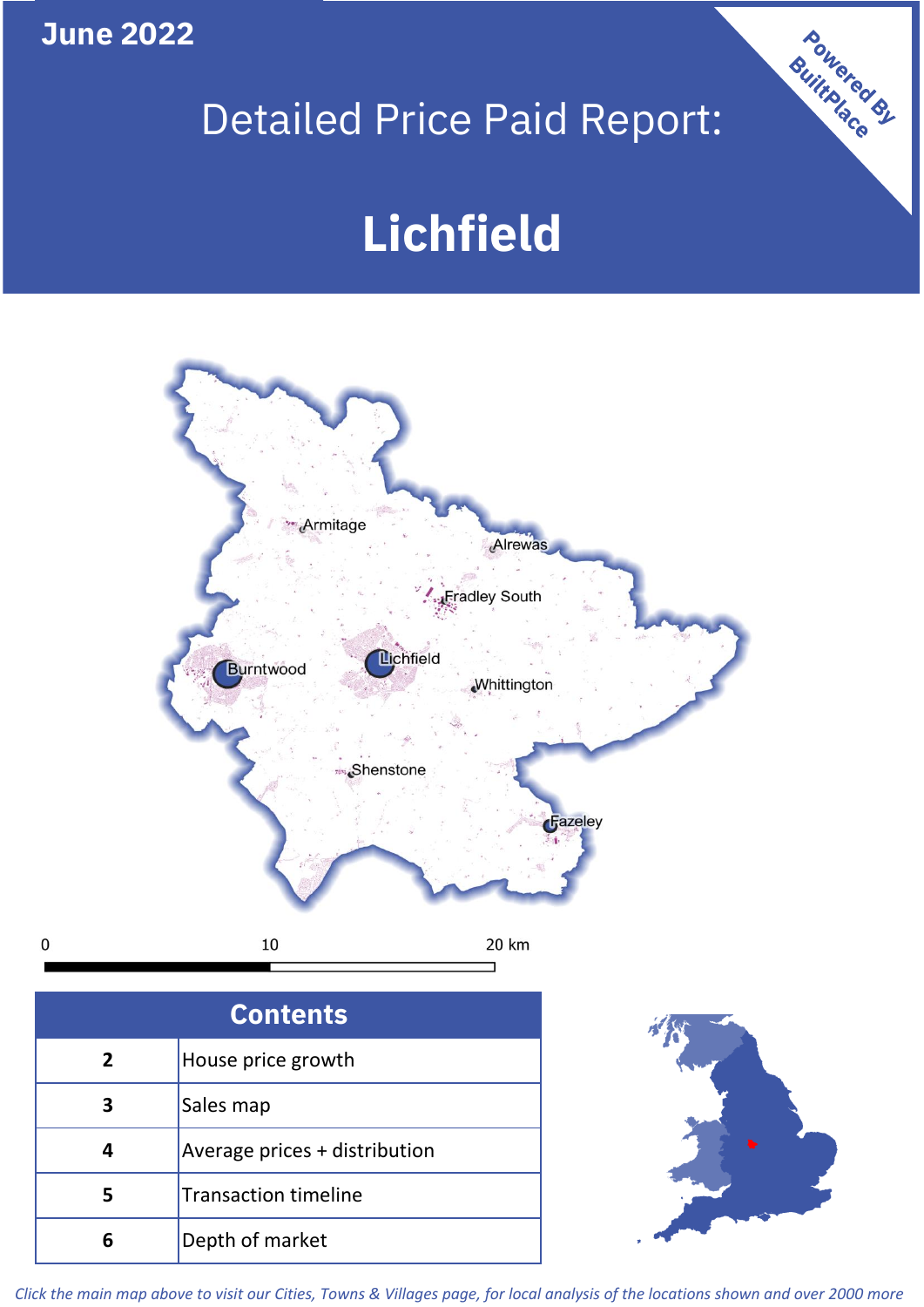June 2022

# Detailed Price Paid Report:

# Lichfield

Powered By BuiltPlace

Armitage
Alrewas
Fradley South
Burntwood
Lichfield
Whittington
Shenstone
Fazeley

0 10 20 km

| Contents | |
|---|---|
| 2 | House price growth |
| 3 | Sales map |
| 4 | Average prices + distribution |
| 5 | Transaction timeline |
| 6 | Depth of market |

*Click the main map above to visit our Cities, Towns & Villages page, for local analysis of the locations shown and over 2000 more*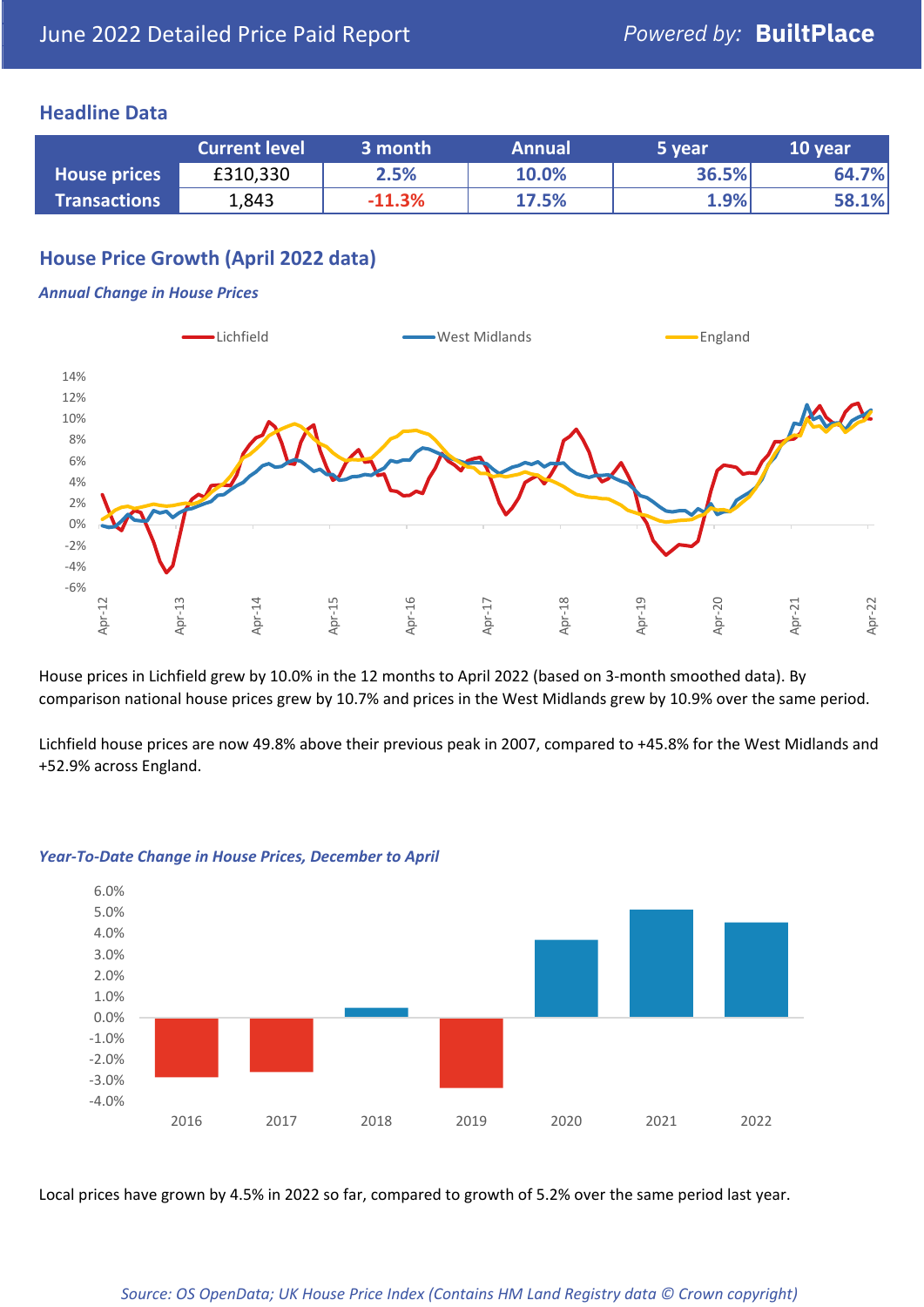# June 2022 Detailed Price Paid Report

Powered by: **BuiltPlace**

## Headline Data

| | Current level | 3 month | Annual | 5 year | 10 year |
|---|---|---|---|---|---|
| **House prices** | £310,330 | 2.5% | 10.0% | 36.5% | 64.7% |
| **Transactions** | 1,843 | -11.3% | 17.5% | 1.9% | 58.1% |

## House Price Growth (April 2022 data)

***Annual Change in House Prices***

House prices in Lichfield grew by 10.0% in the 12 months to April 2022 (based on 3-month smoothed data). By comparison national house prices grew by 10.7% and prices in the West Midlands grew by 10.9% over the same period.

Lichfield house prices are now 49.8% above their previous peak in 2007, compared to +45.8% for the West Midlands and +52.9% across England.

***Year-To-Date Change in House Prices, December to April***

Local prices have grown by 4.5% in 2022 so far, compared to growth of 5.2% over the same period last year.

*Source: OS OpenData; UK House Price Index (Contains HM Land Registry data © Crown copyright)*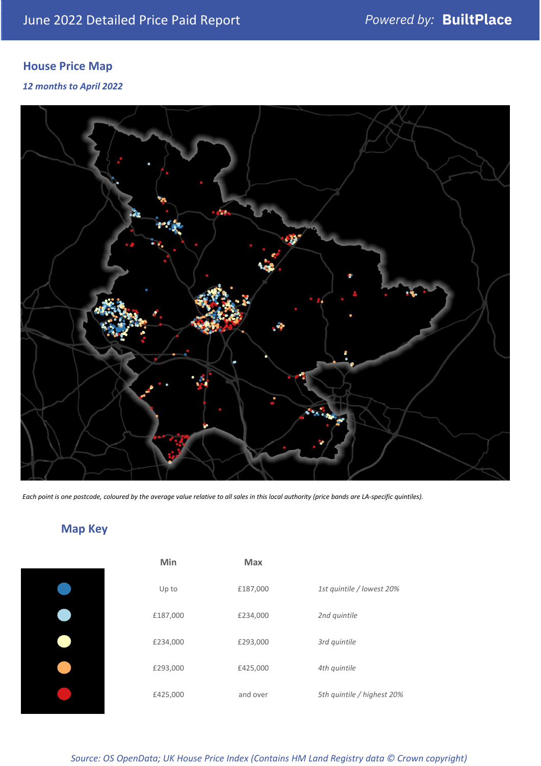## House Price Map

*12 months to April 2022*

*Each point is one postcode, coloured by the average value relative to all sales in this local authority (price bands are LA-specific quintiles).*

## Map Key

| | Min | Max | |
|---|---|---|---|
| Dark blue | Up to | £187,000 | *1st quintile / lowest 20%* |
| Light blue | £187,000 | £234,000 | *2nd quintile* |
| Pale yellow | £234,000 | £293,000 | *3rd quintile* |
| Orange | £293,000 | £425,000 | *4th quintile* |
| Red | £425,000 | and over | *5th quintile / highest 20%* |

*Source: OS OpenData; UK House Price Index (Contains HM Land Registry data © Crown copyright)*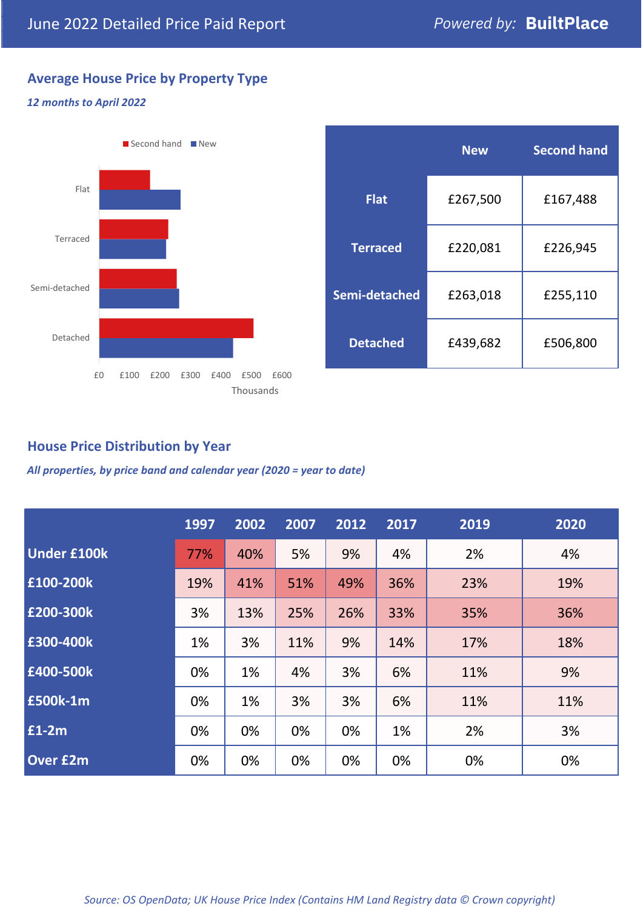June 2022 Detailed Price Paid Report

*Powered by:* **BuiltPlace**

## Average House Price by Property Type

***12 months to April 2022***

| | New | Second hand |
|---|---|---|
| **Flat** | £267,500 | £167,488 |
| **Terraced** | £220,081 | £226,945 |
| **Semi-detached** | £263,018 | £255,110 |
| **Detached** | £439,682 | £506,800 |

## House Price Distribution by Year

***All properties, by price band and calendar year (2020 = year to date)***

| | 1997 | 2002 | 2007 | 2012 | 2017 | 2019 | 2020 |
|---|---|---|---|---|---|---|---|
| **Under £100k** | 77% | 40% | 5% | 9% | 4% | 2% | 4% |
| **£100-200k** | 19% | 41% | 51% | 49% | 36% | 23% | 19% |
| **£200-300k** | 3% | 13% | 25% | 26% | 33% | 35% | 36% |
| **£300-400k** | 1% | 3% | 11% | 9% | 14% | 17% | 18% |
| **£400-500k** | 0% | 1% | 4% | 3% | 6% | 11% | 9% |
| **£500k-1m** | 0% | 1% | 3% | 3% | 6% | 11% | 11% |
| **£1-2m** | 0% | 0% | 0% | 0% | 1% | 2% | 3% |
| **Over £2m** | 0% | 0% | 0% | 0% | 0% | 0% | 0% |

*Source: OS OpenData; UK House Price Index (Contains HM Land Registry data © Crown copyright)*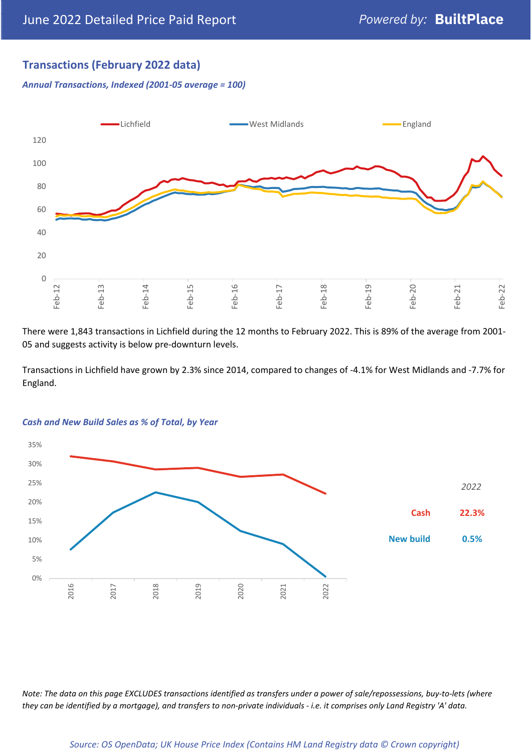## Transactions (February 2022 data)

*Annual Transactions, Indexed (2001-05 average = 100)*

There were 1,843 transactions in Lichfield during the 12 months to February 2022. This is 89% of the average from 2001-05 and suggests activity is below pre-downturn levels.

Transactions in Lichfield have grown by 2.3% since 2014, compared to changes of -4.1% for West Midlands and -7.7% for England.

*Cash and New Build Sales as % of Total, by Year*

| 2022 | |
|---|---|
| Cash | 22.3% |
| New build | 0.5% |

*Note: The data on this page EXCLUDES transactions identified as transfers under a power of sale/repossessions, buy-to-lets (where they can be identified by a mortgage), and transfers to non-private individuals - i.e. it comprises only Land Registry 'A' data.*

*Source: OS OpenData; UK House Price Index (Contains HM Land Registry data © Crown copyright)*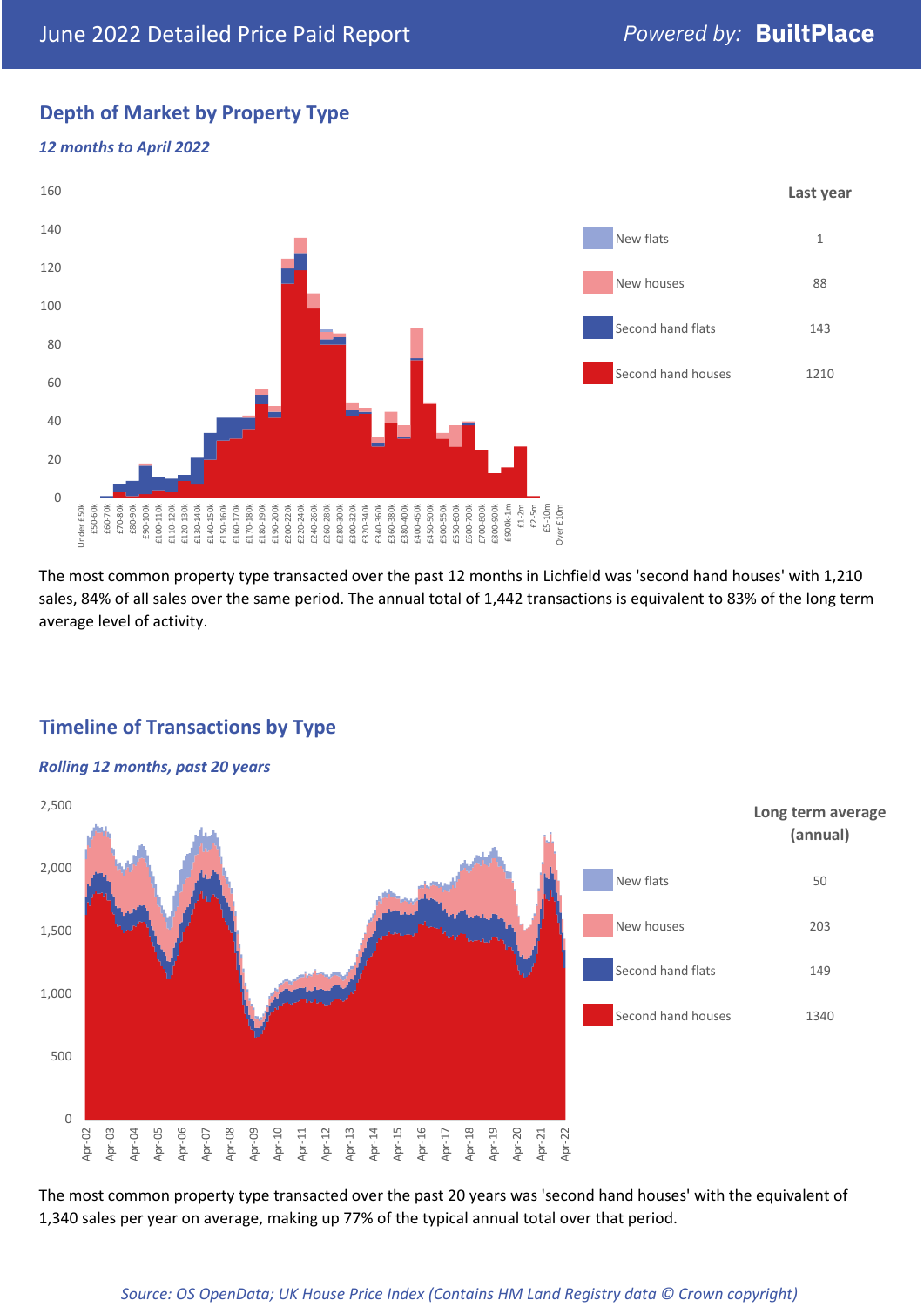June 2022 Detailed Price Paid Report

Powered by: **BuiltPlace**

## Depth of Market by Property Type

*12 months to April 2022*

160
140
120
100
80
60
40
20
0

Under £50k, £50-60k, £60-70k, £70-80k, £80-90k, £90-100k, £100-110k, £110-120k, £120-130k, £130-140k, £140-150k, £150-160k, £160-170k, £170-180k, £180-190k, £190-200k, £200-220k, £220-240k, £240-260k, £260-280k, £280-300k, £300-320k, £320-340k, £340-360k, £360-380k, £380-400k, £400-450k, £450-500k, £500-550k, £550-600k, £600-700k, £700-800k, £800-900k, £900k-1m, £1-2m, £2-5m, £5-10m, Over £10m

Last year

New flats 1
New houses 88
Second hand flats 143
Second hand houses 1210

The most common property type transacted over the past 12 months in Lichfield was 'second hand houses' with 1,210 sales, 84% of all sales over the same period. The annual total of 1,442 transactions is equivalent to 83% of the long term average level of activity.

## Timeline of Transactions by Type

*Rolling 12 months, past 20 years*

2,500
2,000
1,500
1,000
500
0

Apr-02, Apr-03, Apr-04, Apr-05, Apr-06, Apr-07, Apr-08, Apr-09, Apr-10, Apr-11, Apr-12, Apr-13, Apr-14, Apr-15, Apr-16, Apr-17, Apr-18, Apr-19, Apr-20, Apr-21, Apr-22

Long term average (annual)

New flats 50
New houses 203
Second hand flats 149
Second hand houses 1340

The most common property type transacted over the past 20 years was 'second hand houses' with the equivalent of 1,340 sales per year on average, making up 77% of the typical annual total over that period.

*Source: OS OpenData; UK House Price Index (Contains HM Land Registry data © Crown copyright)*